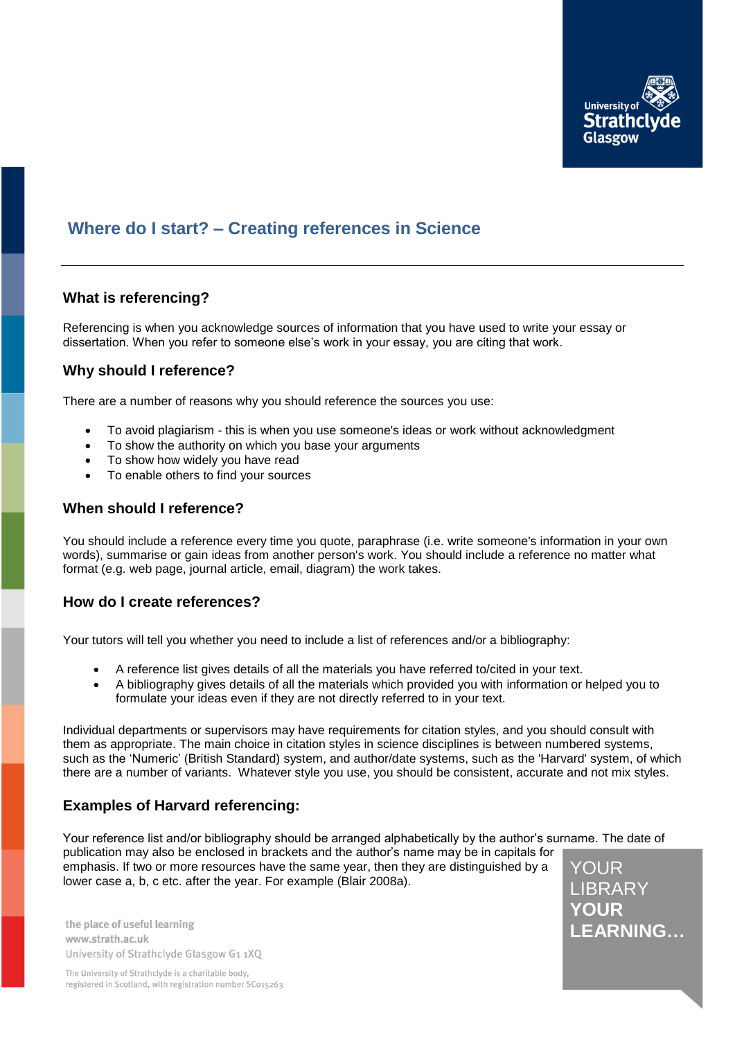# Where do I start? – Creating references in Science

## What is referencing?

Referencing is when you acknowledge sources of information that you have used to write your essay or dissertation. When you refer to someone else's work in your essay, you are citing that work.

## Why should I reference?

There are a number of reasons why you should reference the sources you use:

- To avoid plagiarism - this is when you use someone's ideas or work without acknowledgment
- To show the authority on which you base your arguments
- To show how widely you have read
- To enable others to find your sources

## When should I reference?

You should include a reference every time you quote, paraphrase (i.e. write someone's information in your own words), summarise or gain ideas from another person's work. You should include a reference no matter what format (e.g. web page, journal article, email, diagram) the work takes.

## How do I create references?

Your tutors will tell you whether you need to include a list of references and/or a bibliography:

- A reference list gives details of all the materials you have referred to/cited in your text.
- A bibliography gives details of all the materials which provided you with information or helped you to formulate your ideas even if they are not directly referred to in your text.

Individual departments or supervisors may have requirements for citation styles, and you should consult with them as appropriate. The main choice in citation styles in science disciplines is between numbered systems, such as the 'Numeric' (British Standard) system, and author/date systems, such as the 'Harvard' system, of which there are a number of variants. Whatever style you use, you should be consistent, accurate and not mix styles.

## Examples of Harvard referencing:

Your reference list and/or bibliography should be arranged alphabetically by the author's surname. The date of publication may also be enclosed in brackets and the author's name may be in capitals for emphasis. If two or more resources have the same year, then they are distinguished by a lower case a, b, c etc. after the year. For example (Blair 2008a).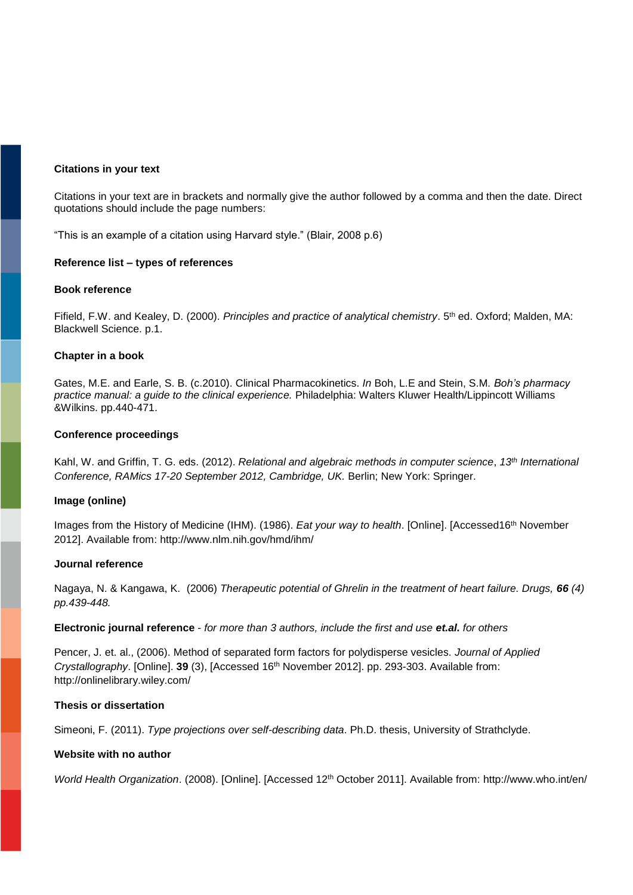### Citations in your text

Citations in your text are in brackets and normally give the author followed by a comma and then the date. Direct quotations should include the page numbers:

“This is an example of a citation using Harvard style.” (Blair, 2008 p.6)

### Reference list – types of references

#### Book reference

Fifield, F.W. and Kealey, D. (2000). *Principles and practice of analytical chemistry*. 5th ed. Oxford; Malden, MA: Blackwell Science. p.1.

#### Chapter in a book

Gates, M.E. and Earle, S. B. (c.2010). Clinical Pharmacokinetics. *In* Boh, L.E and Stein, S.M. *Boh’s pharmacy practice manual: a guide to the clinical experience.* Philadelphia: Walters Kluwer Health/Lippincott Williams &Wilkins. pp.440-471.

#### Conference proceedings

Kahl, W. and Griffin, T. G. eds. (2012). *Relational and algebraic methods in computer science*, *13th International Conference, RAMics 17-20 September 2012, Cambridge, UK.* Berlin; New York: Springer.

#### Image (online)

Images from the History of Medicine (IHM). (1986). *Eat your way to health*. [Online]. [Accessed16th November 2012]. Available from: http://www.nlm.nih.gov/hmd/ihm/

#### Journal reference

Nagaya, N. & Kangawa, K.  (2006) *Therapeutic potential of Ghrelin in the treatment of heart failure. Drugs,* ***66*** *(4) pp.439-448.*

#### Electronic journal reference - *for more than 3 authors, include the first and use* ***et.al.*** *for others*

Pencer, J. et. al., (2006). Method of separated form factors for polydisperse vesicles. *Journal of Applied Crystallography*. [Online]. **39** (3), [Accessed 16th November 2012]. pp. 293-303. Available from: http://onlinelibrary.wiley.com/

#### Thesis or dissertation

Simeoni, F. (2011). *Type projections over self-describing data*. Ph.D. thesis, University of Strathclyde.

#### Website with no author

*World Health Organization*. (2008). [Online]. [Accessed 12th October 2011]. Available from: http://www.who.int/en/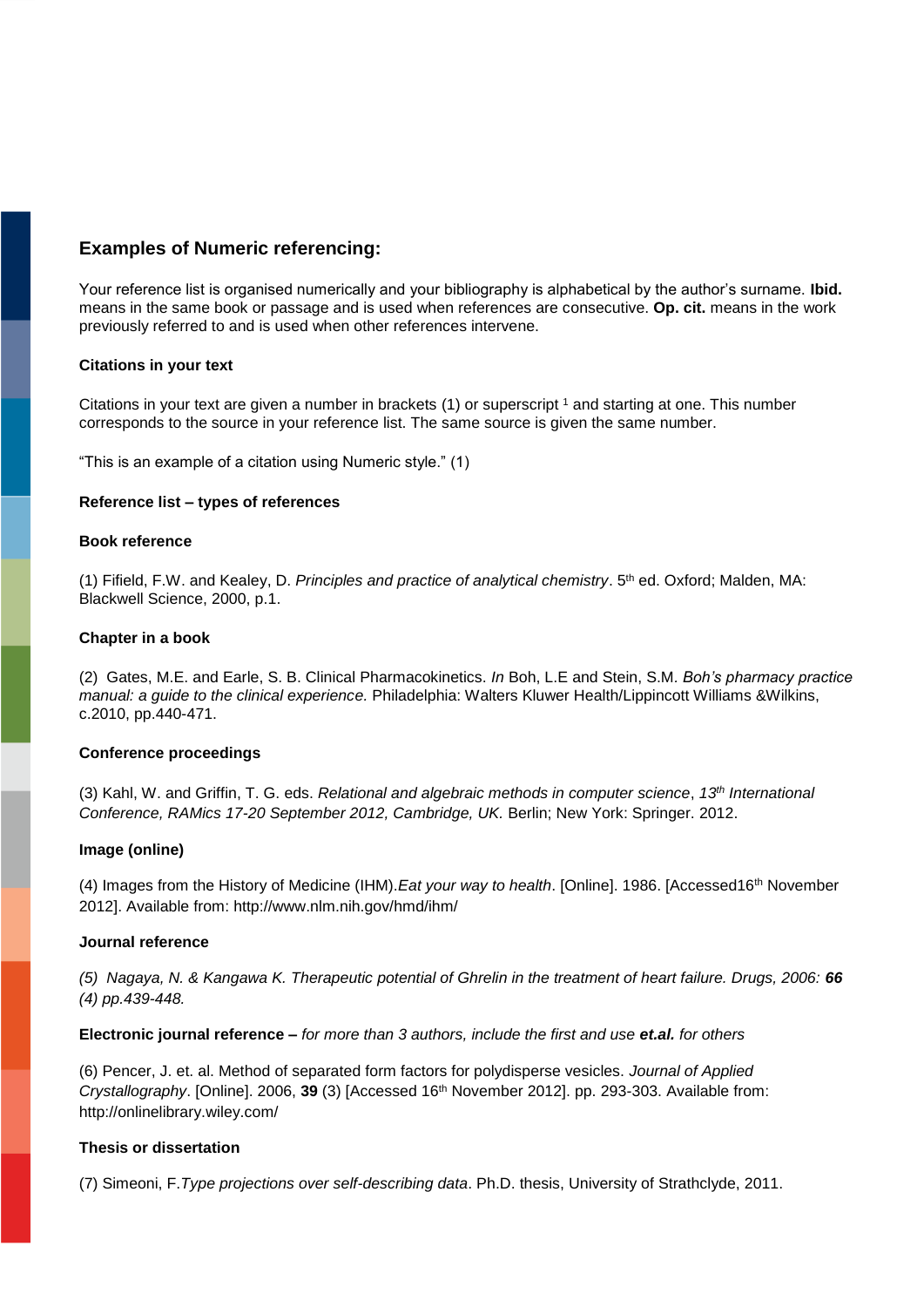## Examples of Numeric referencing:

Your reference list is organised numerically and your bibliography is alphabetical by the author's surname. **Ibid.** means in the same book or passage and is used when references are consecutive. **Op. cit.** means in the work previously referred to and is used when other references intervene.

### Citations in your text

Citations in your text are given a number in brackets (1) or superscript [1] and starting at one. This number corresponds to the source in your reference list. The same source is given the same number.

"This is an example of a citation using Numeric style." (1)

### Reference list – types of references

#### Book reference

(1) Fifield, F.W. and Kealey, D. *Principles and practice of analytical chemistry*. 5th ed. Oxford; Malden, MA: Blackwell Science, 2000, p.1.

#### Chapter in a book

(2) Gates, M.E. and Earle, S. B. Clinical Pharmacokinetics. *In* Boh, L.E and Stein, S.M. *Boh's pharmacy practice manual: a guide to the clinical experience.* Philadelphia: Walters Kluwer Health/Lippincott Williams &Wilkins, c.2010, pp.440-471.

#### Conference proceedings

(3) Kahl, W. and Griffin, T. G. eds. *Relational and algebraic methods in computer science*, *13th International Conference, RAMics 17-20 September 2012, Cambridge, UK.* Berlin; New York: Springer. 2012.

#### Image (online)

(4) Images from the History of Medicine (IHM).*Eat your way to health*. [Online]. 1986. [Accessed16th November 2012]. Available from: http://www.nlm.nih.gov/hmd/ihm/

#### Journal reference

*(5) Nagaya, N. & Kangawa K. Therapeutic potential of Ghrelin in the treatment of heart failure. Drugs, 2006: **66** (4) pp.439-448.*

#### Electronic journal reference – *for more than 3 authors, include the first and use **et.al.** for others*

(6) Pencer, J. et. al. Method of separated form factors for polydisperse vesicles. *Journal of Applied Crystallography*. [Online]. 2006, **39** (3) [Accessed 16th November 2012]. pp. 293-303. Available from: http://onlinelibrary.wiley.com/

#### Thesis or dissertation

(7) Simeoni, F.*Type projections over self-describing data*. Ph.D. thesis, University of Strathclyde, 2011.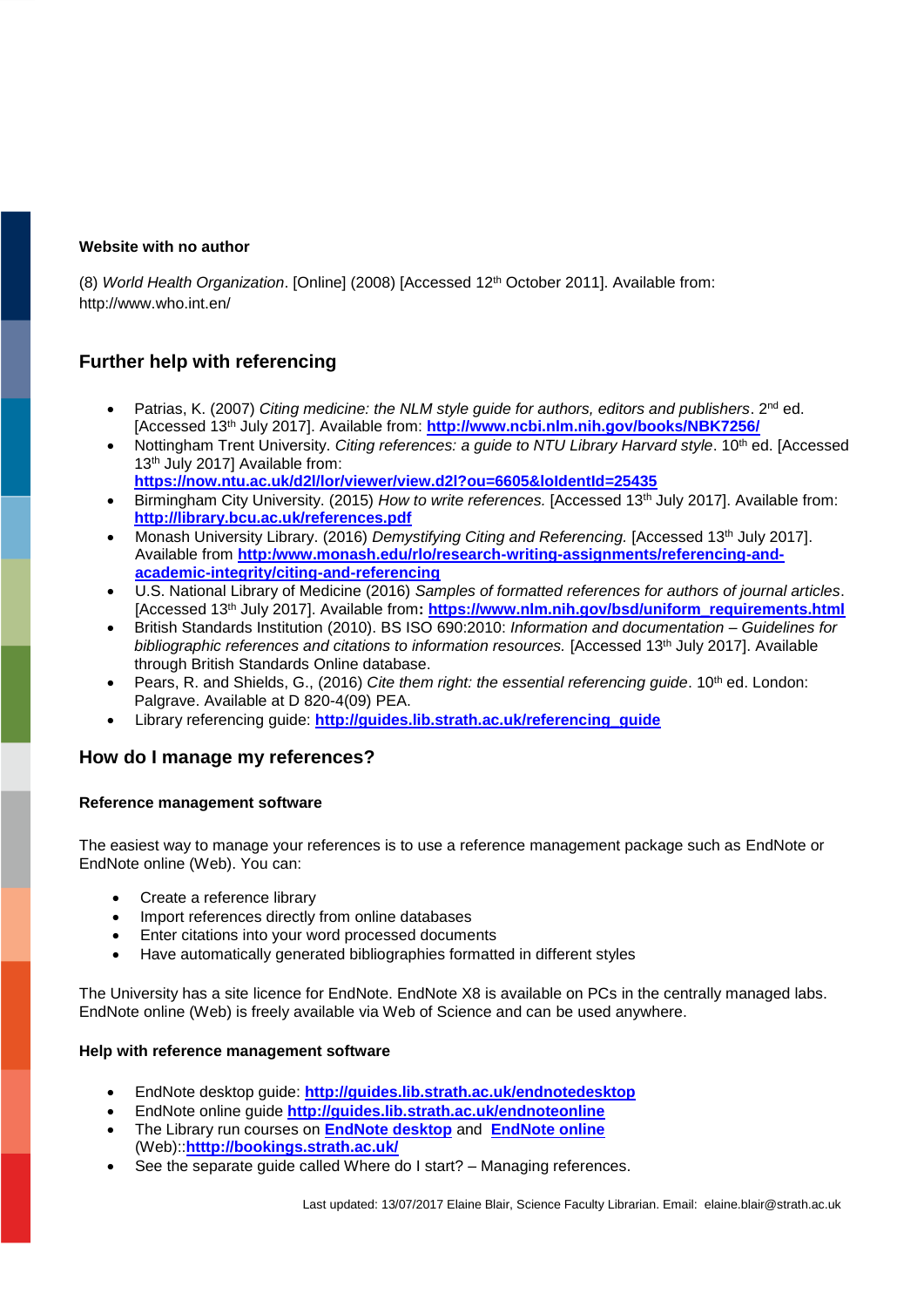**Website with no author**

(8) *World Health Organization*. [Online] (2008) [Accessed 12th October 2011]. Available from: http://www.who.int.en/

## Further help with referencing

- Patrias, K. (2007) *Citing medicine: the NLM style guide for authors, editors and publishers*. 2nd ed. [Accessed 13th July 2017]. Available from: **http://www.ncbi.nlm.nih.gov/books/NBK7256/**
- Nottingham Trent University. *Citing references: a guide to NTU Library Harvard style*. 10th ed. [Accessed 13th July 2017] Available from: **https://now.ntu.ac.uk/d2l/lor/viewer/view.d2l?ou=6605&loIdentId=25435**
- Birmingham City University. (2015) *How to write references.* [Accessed 13th July 2017]. Available from: **http://library.bcu.ac.uk/references.pdf**
- Monash University Library. (2016) *Demystifying Citing and Referencing.* [Accessed 13th July 2017]. Available from **http:/www.monash.edu/rlo/research-writing-assignments/referencing-and-academic-integrity/citing-and-referencing**
- U.S. National Library of Medicine (2016) *Samples of formatted references for authors of journal articles*. [Accessed 13th July 2017]. Available from**: https://www.nlm.nih.gov/bsd/uniform_requirements.html**
- British Standards Institution (2010). BS ISO 690:2010: *Information and documentation – Guidelines for bibliographic references and citations to information resources.* [Accessed 13th July 2017]. Available through British Standards Online database.
- Pears, R. and Shields, G., (2016) *Cite them right: the essential referencing guide*. 10th ed. London: Palgrave. Available at D 820-4(09) PEA.
- Library referencing guide: **http://guides.lib.strath.ac.uk/referencing_guide**

## How do I manage my references?

**Reference management software**

The easiest way to manage your references is to use a reference management package such as EndNote or EndNote online (Web). You can:

- Create a reference library
- Import references directly from online databases
- Enter citations into your word processed documents
- Have automatically generated bibliographies formatted in different styles

The University has a site licence for EndNote. EndNote X8 is available on PCs in the centrally managed labs. EndNote online (Web) is freely available via Web of Science and can be used anywhere.

**Help with reference management software**

- EndNote desktop guide: **http://guides.lib.strath.ac.uk/endnotedesktop**
- EndNote online guide **http://guides.lib.strath.ac.uk/endnoteonline**
- The Library run courses on **EndNote desktop** and **EndNote online** (Web)::**htttp://bookings.strath.ac.uk/**
- See the separate guide called Where do I start? – Managing references.

Last updated: 13/07/2017 Elaine Blair, Science Faculty Librarian. Email: elaine.blair@strath.ac.uk